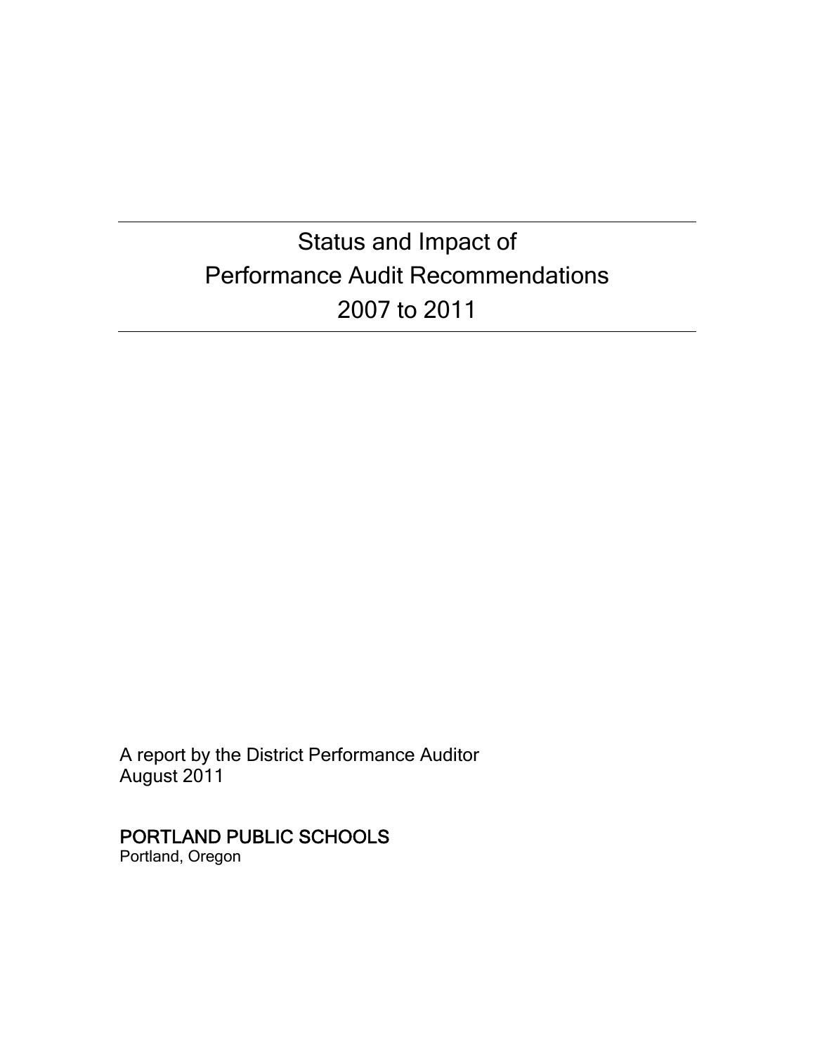# Status and Impact of Performance Audit Recommendations 2007 to 2011

A report by the District Performance Auditor
August 2011

**PORTLAND PUBLIC SCHOOLS**
Portland, Oregon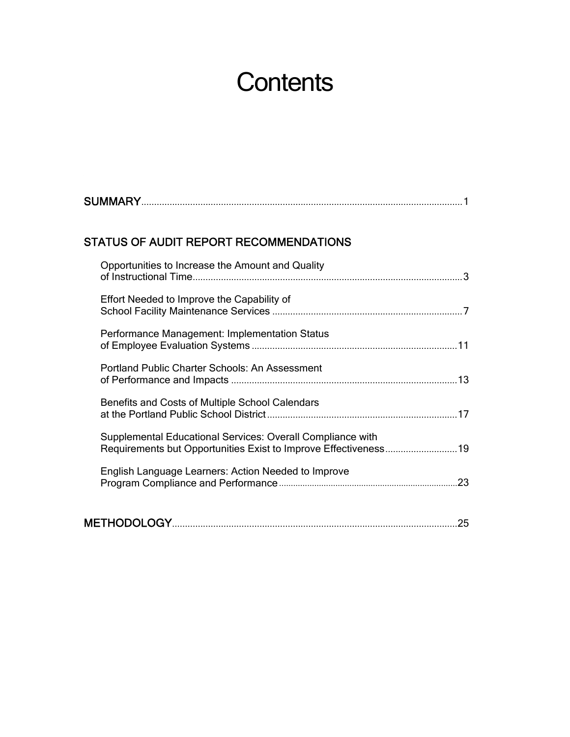# Contents

SUMMARY ........................................................................................................................ 1

STATUS OF AUDIT REPORT RECOMMENDATIONS

- Opportunities to Increase the Amount and Quality of Instructional Time ........................................................................................................ 3
- Effort Needed to Improve the Capability of School Facility Maintenance Services ......................................................................... 7
- Performance Management: Implementation Status of Employee Evaluation Systems ............................................................................. 11
- Portland Public Charter Schools: An Assessment of Performance and Impacts ..................................................................................... 13
- Benefits and Costs of Multiple School Calendars at the Portland Public School District ......................................................................... 17
- Supplemental Educational Services: Overall Compliance with Requirements but Opportunities Exist to Improve Effectiveness ........................... 19
- English Language Learners: Action Needed to Improve Program Compliance and Performance ..................................................................... 23

METHODOLOGY ............................................................................................................ 25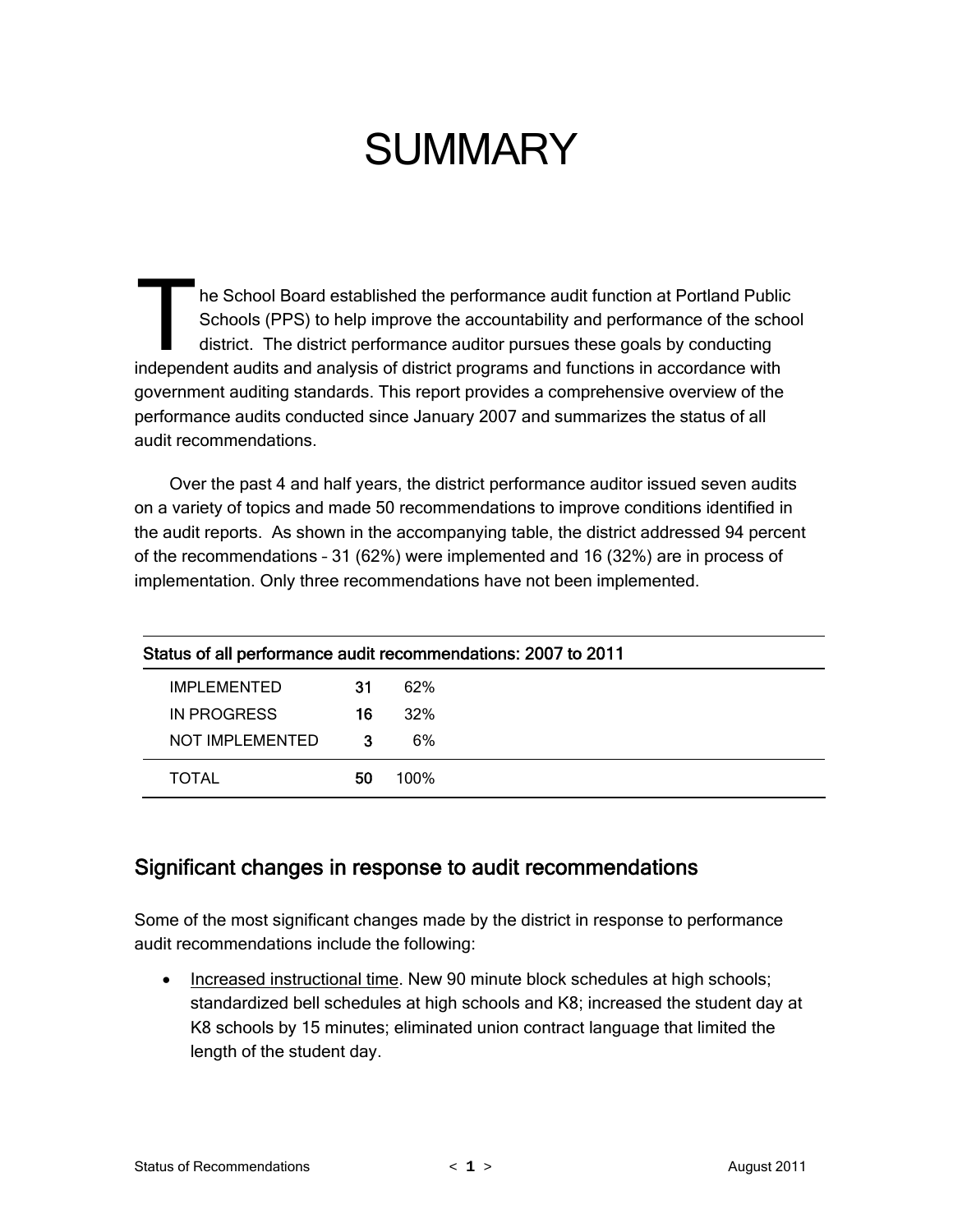# SUMMARY

The School Board established the performance audit function at Portland Public Schools (PPS) to help improve the accountability and performance of the school district. The district performance auditor pursues these goals by conducting independent audits and analysis of district programs and functions in accordance with government auditing standards. This report provides a comprehensive overview of the performance audits conducted since January 2007 and summarizes the status of all audit recommendations.

Over the past 4 and half years, the district performance auditor issued seven audits on a variety of topics and made 50 recommendations to improve conditions identified in the audit reports. As shown in the accompanying table, the district addressed 94 percent of the recommendations – 31 (62%) were implemented and 16 (32%) are in process of implementation. Only three recommendations have not been implemented.

| Status of all performance audit recommendations: 2007 to 2011 | | |
|---|---|---|
| IMPLEMENTED | **31** | 62% |
| IN PROGRESS | **16** | 32% |
| NOT IMPLEMENTED | **3** | 6% |
| TOTAL | **50** | 100% |

## Significant changes in response to audit recommendations

Some of the most significant changes made by the district in response to performance audit recommendations include the following:

- Increased instructional time. New 90 minute block schedules at high schools; standardized bell schedules at high schools and K8; increased the student day at K8 schools by 15 minutes; eliminated union contract language that limited the length of the student day.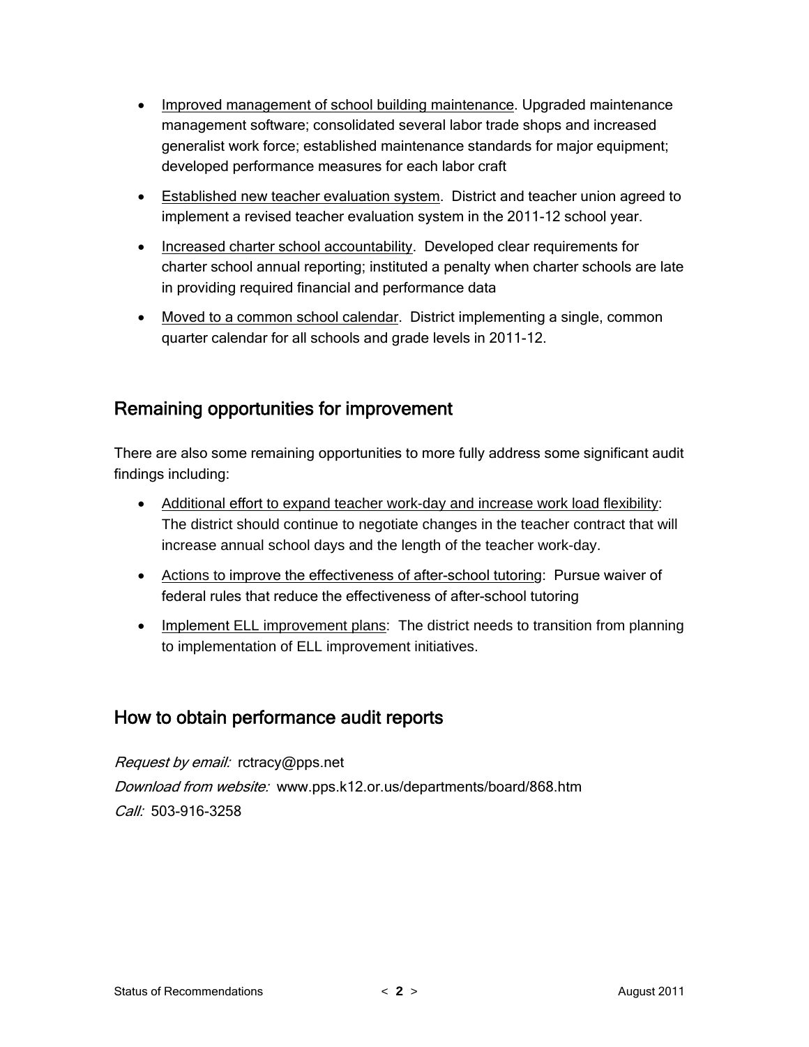- Improved management of school building maintenance. Upgraded maintenance management software; consolidated several labor trade shops and increased generalist work force; established maintenance standards for major equipment; developed performance measures for each labor craft
- Established new teacher evaluation system. District and teacher union agreed to implement a revised teacher evaluation system in the 2011-12 school year.
- Increased charter school accountability. Developed clear requirements for charter school annual reporting; instituted a penalty when charter schools are late in providing required financial and performance data
- Moved to a common school calendar. District implementing a single, common quarter calendar for all schools and grade levels in 2011-12.

## Remaining opportunities for improvement

There are also some remaining opportunities to more fully address some significant audit findings including:

- Additional effort to expand teacher work-day and increase work load flexibility: The district should continue to negotiate changes in the teacher contract that will increase annual school days and the length of the teacher work-day.
- Actions to improve the effectiveness of after-school tutoring: Pursue waiver of federal rules that reduce the effectiveness of after-school tutoring
- Implement ELL improvement plans: The district needs to transition from planning to implementation of ELL improvement initiatives.

## How to obtain performance audit reports

*Request by email:* rctracy@pps.net
*Download from website:* www.pps.k12.or.us/departments/board/868.htm
*Call:* 503-916-3258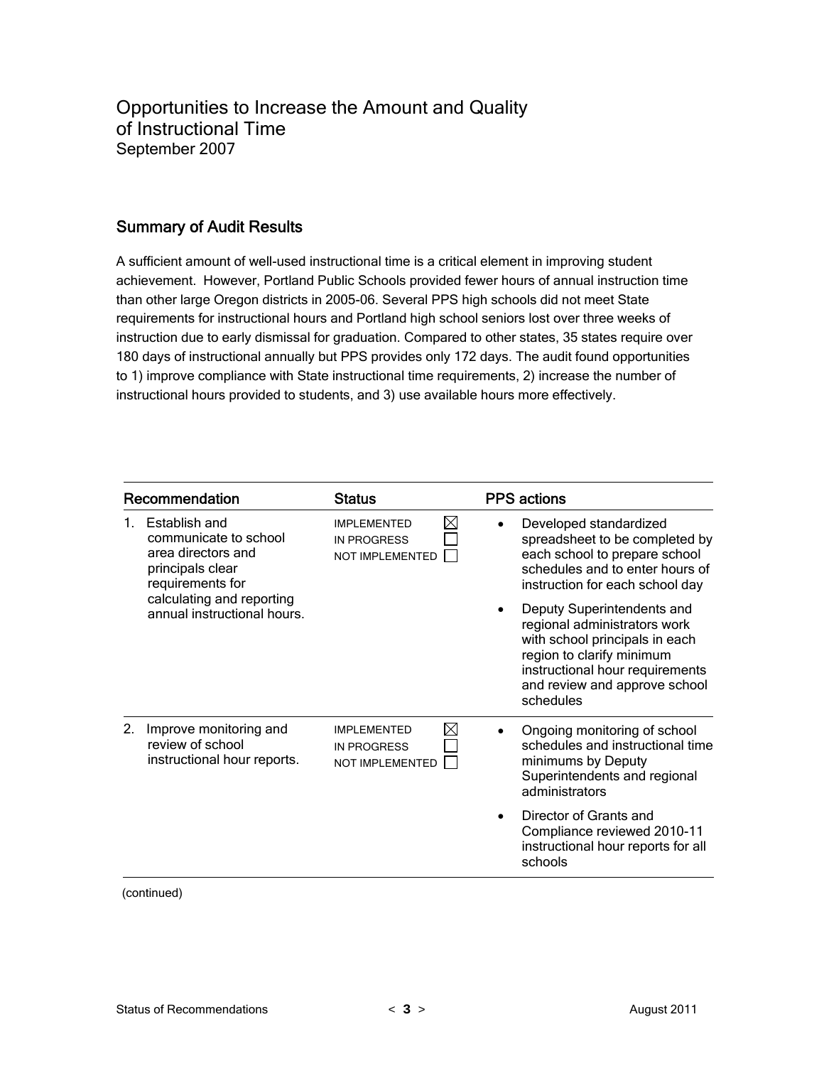# Opportunities to Increase the Amount and Quality of Instructional Time

September 2007

## Summary of Audit Results

A sufficient amount of well-used instructional time is a critical element in improving student achievement. However, Portland Public Schools provided fewer hours of annual instruction time than other large Oregon districts in 2005-06. Several PPS high schools did not meet State requirements for instructional hours and Portland high school seniors lost over three weeks of instruction due to early dismissal for graduation. Compared to other states, 35 states require over 180 days of instructional annually but PPS provides only 172 days. The audit found opportunities to 1) improve compliance with State instructional time requirements, 2) increase the number of instructional hours provided to students, and 3) use available hours more effectively.

| Recommendation | Status | PPS actions |
|---|---|---|
| 1. Establish and communicate to school area directors and principals clear requirements for calculating and reporting annual instructional hours. | IMPLEMENTED ☒<br>IN PROGRESS ☐<br>NOT IMPLEMENTED ☐ | • Developed standardized spreadsheet to be completed by each school to prepare school schedules and to enter hours of instruction for each school day<br>• Deputy Superintendents and regional administrators work with school principals in each region to clarify minimum instructional hour requirements and review and approve school schedules |
| 2. Improve monitoring and review of school instructional hour reports. | IMPLEMENTED ☒<br>IN PROGRESS ☐<br>NOT IMPLEMENTED ☐ | • Ongoing monitoring of school schedules and instructional time minimums by Deputy Superintendents and regional administrators<br>• Director of Grants and Compliance reviewed 2010-11 instructional hour reports for all schools |

(continued)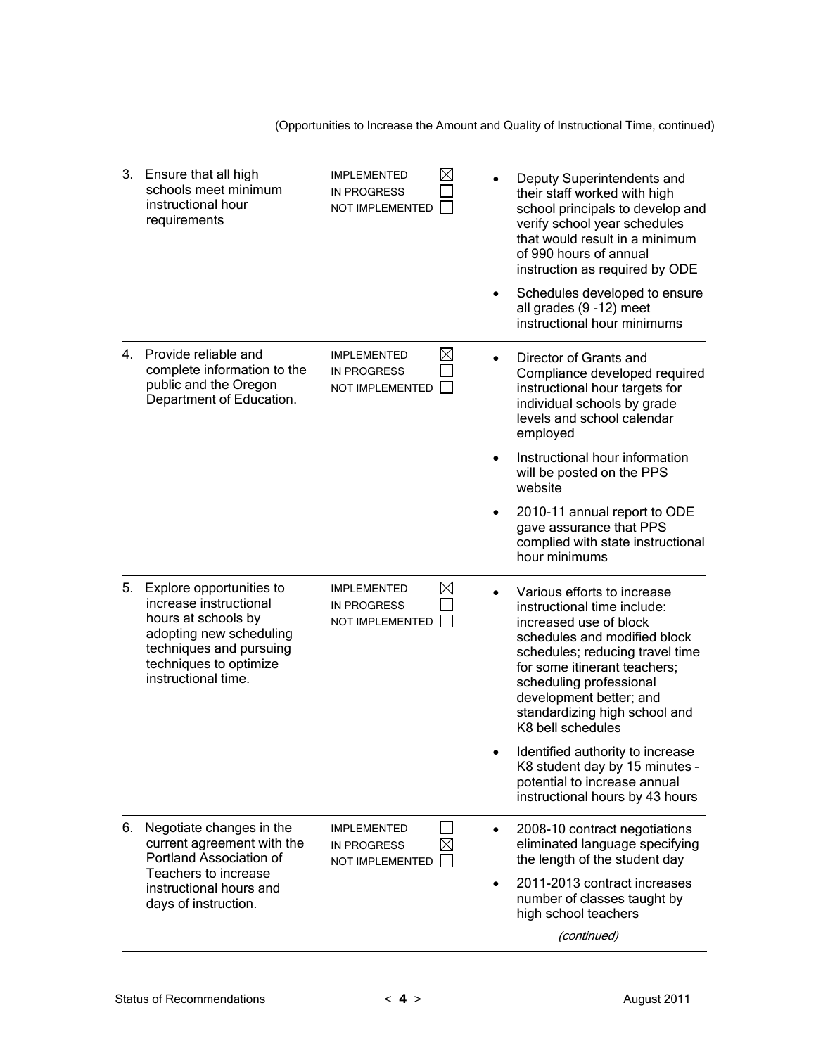(Opportunities to Increase the Amount and Quality of Instructional Time, continued)

| Recommendation | Status | Actions |
|---|---|---|
| 3. Ensure that all high schools meet minimum instructional hour requirements | IMPLEMENTED ☒<br>IN PROGRESS ☐<br>NOT IMPLEMENTED ☐ | • Deputy Superintendents and their staff worked with high school principals to develop and verify school year schedules that would result in a minimum of 990 hours of annual instruction as required by ODE<br>• Schedules developed to ensure all grades (9 -12) meet instructional hour minimums |
| 4. Provide reliable and complete information to the public and the Oregon Department of Education. | IMPLEMENTED ☒<br>IN PROGRESS ☐<br>NOT IMPLEMENTED ☐ | • Director of Grants and Compliance developed required instructional hour targets for individual schools by grade levels and school calendar employed<br>• Instructional hour information will be posted on the PPS website<br>• 2010-11 annual report to ODE gave assurance that PPS complied with state instructional hour minimums |
| 5. Explore opportunities to increase instructional hours at schools by adopting new scheduling techniques and pursuing techniques to optimize instructional time. | IMPLEMENTED ☒<br>IN PROGRESS ☐<br>NOT IMPLEMENTED ☐ | • Various efforts to increase instructional time include: increased use of block schedules and modified block schedules; reducing travel time for some itinerant teachers; scheduling professional development better; and standardizing high school and K8 bell schedules<br>• Identified authority to increase K8 student day by 15 minutes - potential to increase annual instructional hours by 43 hours |
| 6. Negotiate changes in the current agreement with the Portland Association of Teachers to increase instructional hours and days of instruction. | IMPLEMENTED ☐<br>IN PROGRESS ☒<br>NOT IMPLEMENTED ☐ | • 2008-10 contract negotiations eliminated language specifying the length of the student day<br>• 2011-2013 contract increases number of classes taught by high school teachers<br>*(continued)* |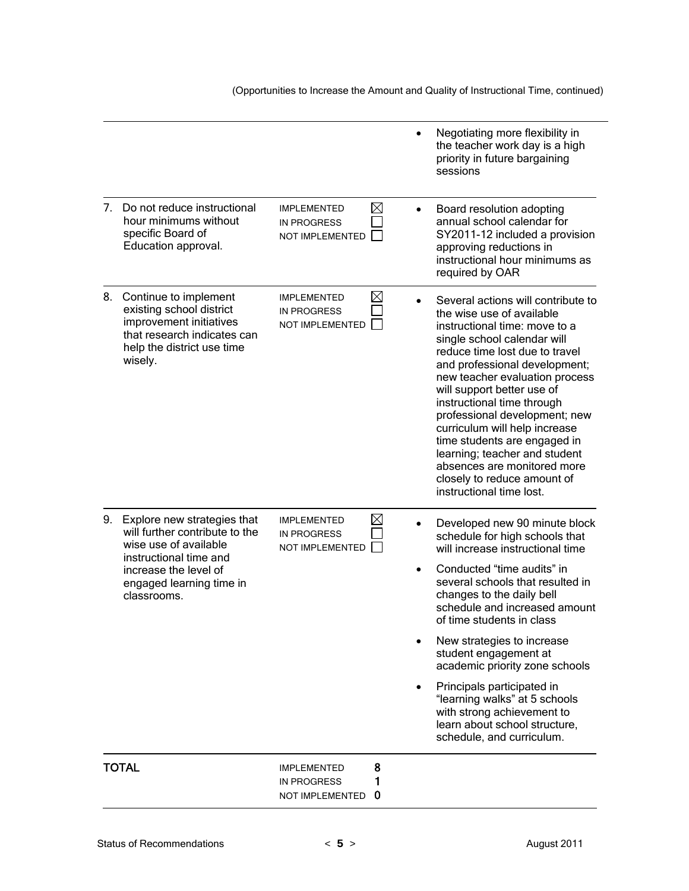(Opportunities to Increase the Amount and Quality of Instructional Time, continued)

| Recommendation | Status | Actions |
|---|---|---|
| | | • Negotiating more flexibility in the teacher work day is a high priority in future bargaining sessions |
| 7. Do not reduce instructional hour minimums without specific Board of Education approval. | IMPLEMENTED ☒<br>IN PROGRESS ☐<br>NOT IMPLEMENTED ☐ | • Board resolution adopting annual school calendar for SY2011-12 included a provision approving reductions in instructional hour minimums as required by OAR |
| 8. Continue to implement existing school district improvement initiatives that research indicates can help the district use time wisely. | IMPLEMENTED ☒<br>IN PROGRESS ☐<br>NOT IMPLEMENTED ☐ | • Several actions will contribute to the wise use of available instructional time: move to a single school calendar will reduce time lost due to travel and professional development; new teacher evaluation process will support better use of instructional time through professional development; new curriculum will help increase time students are engaged in learning; teacher and student absences are monitored more closely to reduce amount of instructional time lost. |
| 9. Explore new strategies that will further contribute to the wise use of available instructional time and increase the level of engaged learning time in classrooms. | IMPLEMENTED ☒<br>IN PROGRESS ☐<br>NOT IMPLEMENTED ☐ | • Developed new 90 minute block schedule for high schools that will increase instructional time<br>• Conducted "time audits" in several schools that resulted in changes to the daily bell schedule and increased amount of time students in class<br>• New strategies to increase student engagement at academic priority zone schools<br>• Principals participated in "learning walks" at 5 schools with strong achievement to learn about school structure, schedule, and curriculum. |
| **TOTAL** | IMPLEMENTED **8**<br>IN PROGRESS **1**<br>NOT IMPLEMENTED **0** | |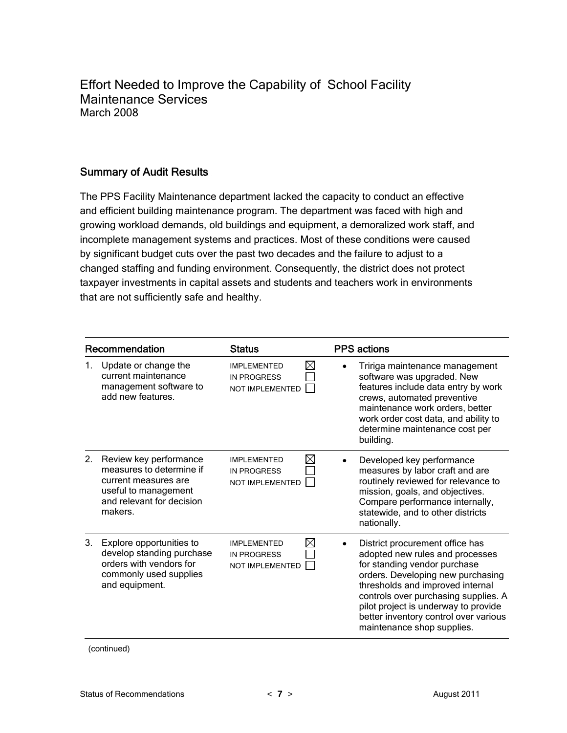# Effort Needed to Improve the Capability of School Facility Maintenance Services

March 2008

## Summary of Audit Results

The PPS Facility Maintenance department lacked the capacity to conduct an effective and efficient building maintenance program. The department was faced with high and growing workload demands, old buildings and equipment, a demoralized work staff, and incomplete management systems and practices. Most of these conditions were caused by significant budget cuts over the past two decades and the failure to adjust to a changed staffing and funding environment. Consequently, the district does not protect taxpayer investments in capital assets and students and teachers work in environments that are not sufficiently safe and healthy.

| Recommendation | Status | PPS actions |
| --- | --- | --- |
| 1. Update or change the current maintenance management software to add new features. | IMPLEMENTED ☒<br>IN PROGRESS ☐<br>NOT IMPLEMENTED ☐ | • Tririga maintenance management software was upgraded. New features include data entry by work crews, automated preventive maintenance work orders, better work order cost data, and ability to determine maintenance cost per building. |
| 2. Review key performance measures to determine if current measures are useful to management and relevant for decision makers. | IMPLEMENTED ☒<br>IN PROGRESS ☐<br>NOT IMPLEMENTED ☐ | • Developed key performance measures by labor craft and are routinely reviewed for relevance to mission, goals, and objectives. Compare performance internally, statewide, and to other districts nationally. |
| 3. Explore opportunities to develop standing purchase orders with vendors for commonly used supplies and equipment. | IMPLEMENTED ☒<br>IN PROGRESS ☐<br>NOT IMPLEMENTED ☐ | • District procurement office has adopted new rules and processes for standing vendor purchase orders. Developing new purchasing thresholds and improved internal controls over purchasing supplies. A pilot project is underway to provide better inventory control over various maintenance shop supplies. |

(continued)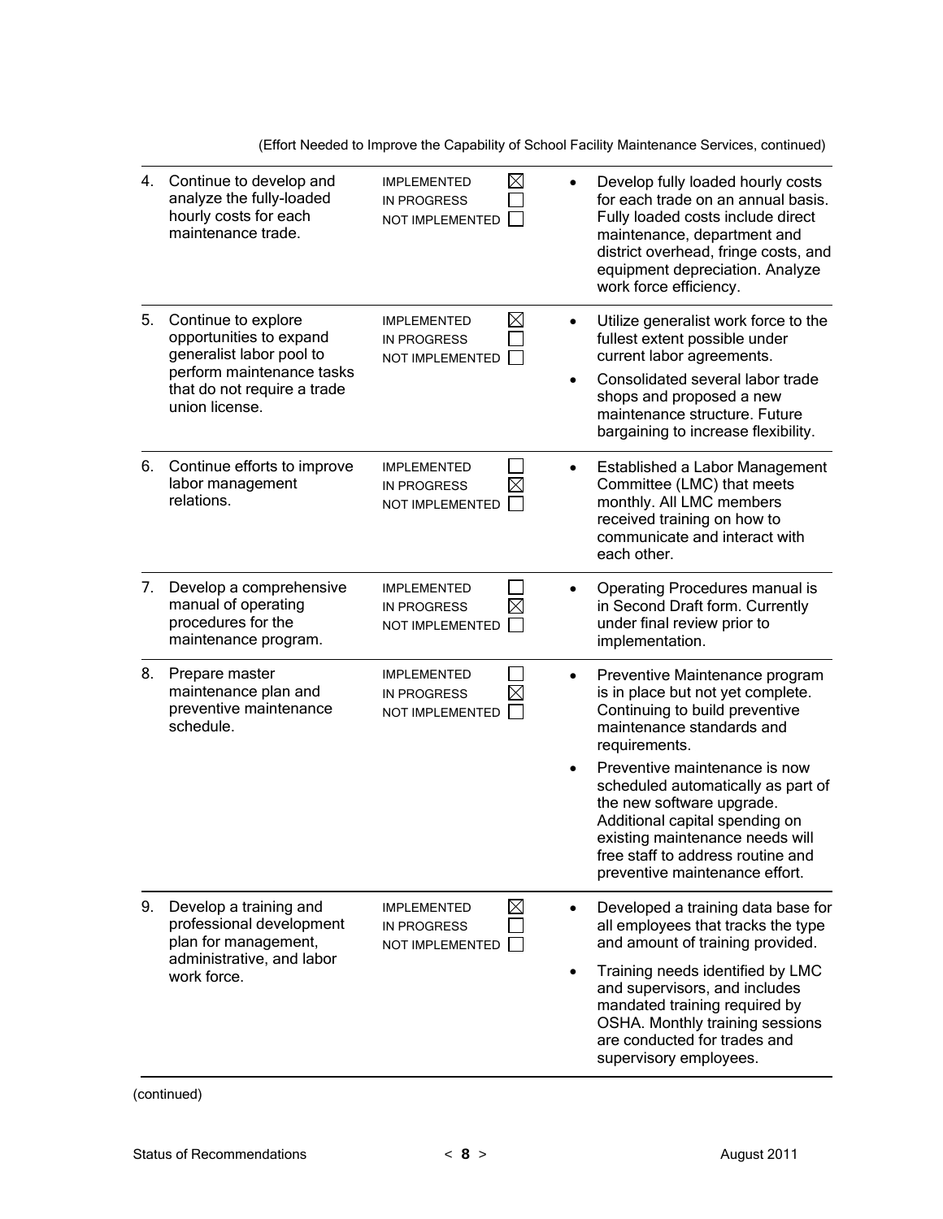(Effort Needed to Improve the Capability of School Facility Maintenance Services, continued)

| # | Recommendation | Status | Comments |
|---|---|---|---|
| 4. | Continue to develop and analyze the fully-loaded hourly costs for each maintenance trade. | IMPLEMENTED ☒<br>IN PROGRESS ☐<br>NOT IMPLEMENTED ☐ | • Develop fully loaded hourly costs for each trade on an annual basis. Fully loaded costs include direct maintenance, department and district overhead, fringe costs, and equipment depreciation. Analyze work force efficiency. |
| 5. | Continue to explore opportunities to expand generalist labor pool to perform maintenance tasks that do not require a trade union license. | IMPLEMENTED ☒<br>IN PROGRESS ☐<br>NOT IMPLEMENTED ☐ | • Utilize generalist work force to the fullest extent possible under current labor agreements.<br>• Consolidated several labor trade shops and proposed a new maintenance structure. Future bargaining to increase flexibility. |
| 6. | Continue efforts to improve labor management relations. | IMPLEMENTED ☐<br>IN PROGRESS ☒<br>NOT IMPLEMENTED ☐ | • Established a Labor Management Committee (LMC) that meets monthly. All LMC members received training on how to communicate and interact with each other. |
| 7. | Develop a comprehensive manual of operating procedures for the maintenance program. | IMPLEMENTED ☐<br>IN PROGRESS ☒<br>NOT IMPLEMENTED ☐ | • Operating Procedures manual is in Second Draft form. Currently under final review prior to implementation. |
| 8. | Prepare master maintenance plan and preventive maintenance schedule. | IMPLEMENTED ☐<br>IN PROGRESS ☒<br>NOT IMPLEMENTED ☐ | • Preventive Maintenance program is in place but not yet complete. Continuing to build preventive maintenance standards and requirements.<br>• Preventive maintenance is now scheduled automatically as part of the new software upgrade. Additional capital spending on existing maintenance needs will free staff to address routine and preventive maintenance effort. |
| 9. | Develop a training and professional development plan for management, administrative, and labor work force. | IMPLEMENTED ☒<br>IN PROGRESS ☐<br>NOT IMPLEMENTED ☐ | • Developed a training data base for all employees that tracks the type and amount of training provided.<br>• Training needs identified by LMC and supervisors, and includes mandated training required by OSHA. Monthly training sessions are conducted for trades and supervisory employees. |

(continued)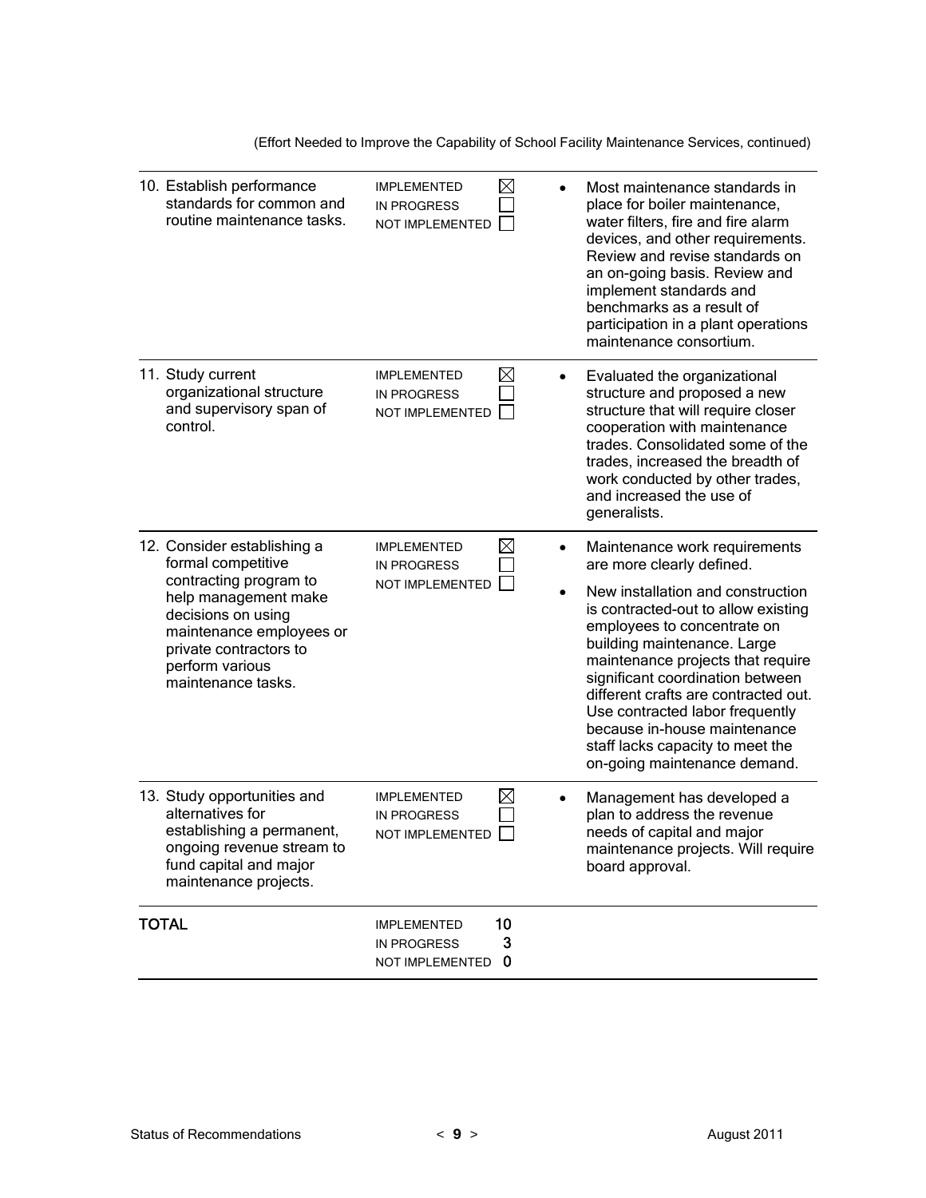(Effort Needed to Improve the Capability of School Facility Maintenance Services, continued)

| Recommendation | Status | Comments |
| --- | --- | --- |
| 10. Establish performance standards for common and routine maintenance tasks. | IMPLEMENTED ☒<br>IN PROGRESS ☐<br>NOT IMPLEMENTED ☐ | • Most maintenance standards in place for boiler maintenance, water filters, fire and fire alarm devices, and other requirements. Review and revise standards on an on-going basis. Review and implement standards and benchmarks as a result of participation in a plant operations maintenance consortium. |
| 11. Study current organizational structure and supervisory span of control. | IMPLEMENTED ☒<br>IN PROGRESS ☐<br>NOT IMPLEMENTED ☐ | • Evaluated the organizational structure and proposed a new structure that will require closer cooperation with maintenance trades. Consolidated some of the trades, increased the breadth of work conducted by other trades, and increased the use of generalists. |
| 12. Consider establishing a formal competitive contracting program to help management make decisions on using maintenance employees or private contractors to perform various maintenance tasks. | IMPLEMENTED ☒<br>IN PROGRESS ☐<br>NOT IMPLEMENTED ☐ | • Maintenance work requirements are more clearly defined.<br>• New installation and construction is contracted-out to allow existing employees to concentrate on building maintenance. Large maintenance projects that require significant coordination between different crafts are contracted out. Use contracted labor frequently because in-house maintenance staff lacks capacity to meet the on-going maintenance demand. |
| 13. Study opportunities and alternatives for establishing a permanent, ongoing revenue stream to fund capital and major maintenance projects. | IMPLEMENTED ☒<br>IN PROGRESS ☐<br>NOT IMPLEMENTED ☐ | • Management has developed a plan to address the revenue needs of capital and major maintenance projects. Will require board approval. |
| **TOTAL** | IMPLEMENTED **10**<br>IN PROGRESS **3**<br>NOT IMPLEMENTED **0** | |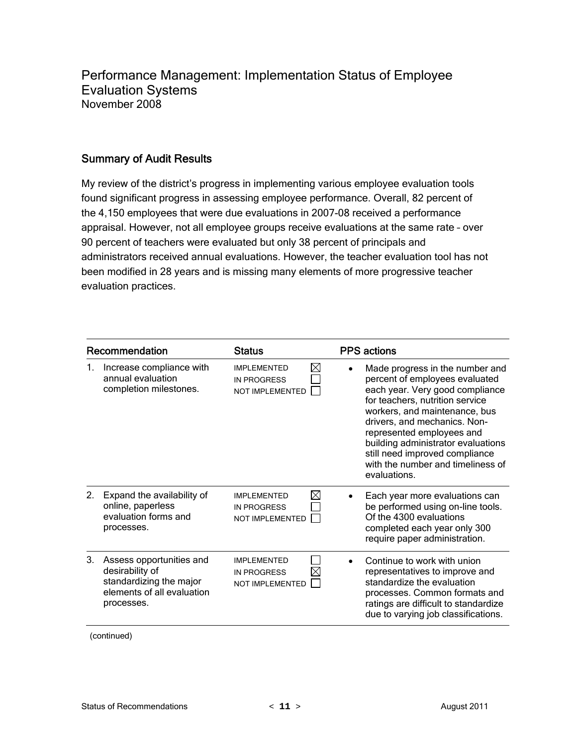## Performance Management: Implementation Status of Employee Evaluation Systems
November 2008

### Summary of Audit Results

My review of the district's progress in implementing various employee evaluation tools found significant progress in assessing employee performance. Overall, 82 percent of the 4,150 employees that were due evaluations in 2007-08 received a performance appraisal. However, not all employee groups receive evaluations at the same rate – over 90 percent of teachers were evaluated but only 38 percent of principals and administrators received annual evaluations. However, the teacher evaluation tool has not been modified in 28 years and is missing many elements of more progressive teacher evaluation practices.

| Recommendation | Status | PPS actions |
| --- | --- | --- |
| 1. Increase compliance with annual evaluation completion milestones. | IMPLEMENTED ☒<br>IN PROGRESS ☐<br>NOT IMPLEMENTED ☐ | • Made progress in the number and percent of employees evaluated each year. Very good compliance for teachers, nutrition service workers, and maintenance, bus drivers, and mechanics. Non-represented employees and building administrator evaluations still need improved compliance with the number and timeliness of evaluations. |
| 2. Expand the availability of online, paperless evaluation forms and processes. | IMPLEMENTED ☒<br>IN PROGRESS ☐<br>NOT IMPLEMENTED ☐ | • Each year more evaluations can be performed using on-line tools. Of the 4300 evaluations completed each year only 300 require paper administration. |
| 3. Assess opportunities and desirability of standardizing the major elements of all evaluation processes. | IMPLEMENTED ☐<br>IN PROGRESS ☒<br>NOT IMPLEMENTED ☐ | • Continue to work with union representatives to improve and standardize the evaluation processes. Common formats and ratings are difficult to standardize due to varying job classifications. |

(continued)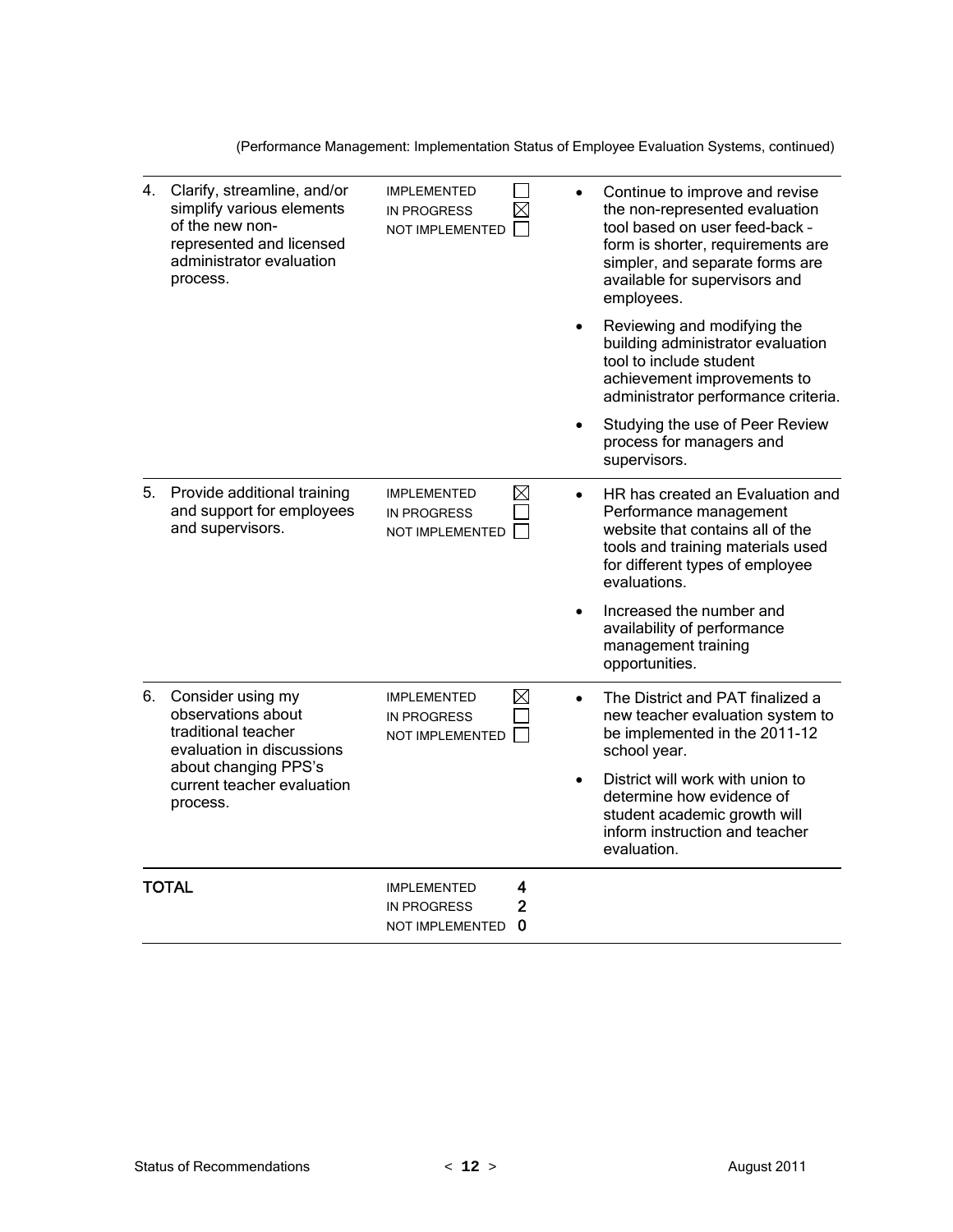(Performance Management: Implementation Status of Employee Evaluation Systems, continued)

| Recommendation | Status | Actions |
|---|---|---|
| 4. Clarify, streamline, and/or simplify various elements of the new non-represented and licensed administrator evaluation process. | IMPLEMENTED ☐<br>IN PROGRESS ☒<br>NOT IMPLEMENTED ☐ | • Continue to improve and revise the non-represented evaluation tool based on user feed-back – form is shorter, requirements are simpler, and separate forms are available for supervisors and employees.<br>• Reviewing and modifying the building administrator evaluation tool to include student achievement improvements to administrator performance criteria.<br>• Studying the use of Peer Review process for managers and supervisors. |
| 5. Provide additional training and support for employees and supervisors. | IMPLEMENTED ☒<br>IN PROGRESS ☐<br>NOT IMPLEMENTED ☐ | • HR has created an Evaluation and Performance management website that contains all of the tools and training materials used for different types of employee evaluations.<br>• Increased the number and availability of performance management training opportunities. |
| 6. Consider using my observations about traditional teacher evaluation in discussions about changing PPS's current teacher evaluation process. | IMPLEMENTED ☒<br>IN PROGRESS ☐<br>NOT IMPLEMENTED ☐ | • The District and PAT finalized a new teacher evaluation system to be implemented in the 2011-12 school year.<br>• District will work with union to determine how evidence of student academic growth will inform instruction and teacher evaluation. |
| **TOTAL** | IMPLEMENTED **4**<br>IN PROGRESS **2**<br>NOT IMPLEMENTED **0** | |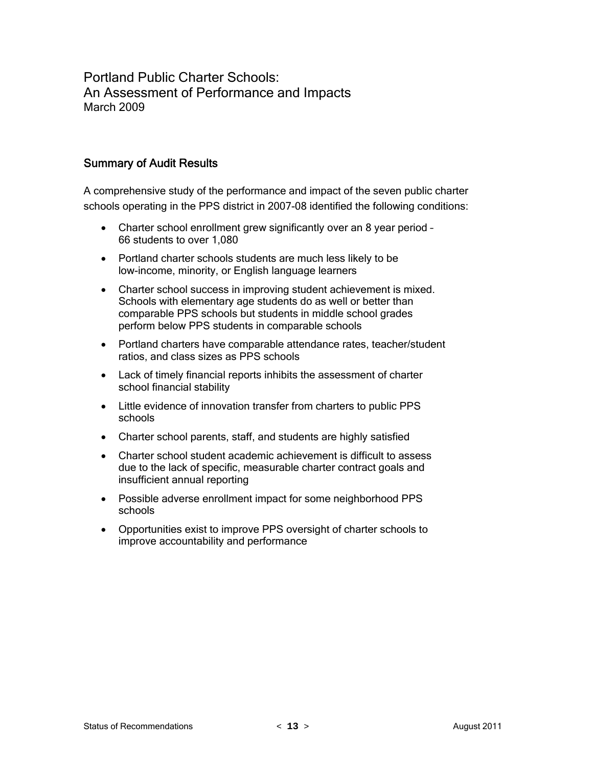# Portland Public Charter Schools: An Assessment of Performance and Impacts

March 2009

## Summary of Audit Results

A comprehensive study of the performance and impact of the seven public charter schools operating in the PPS district in 2007-08 identified the following conditions:

- Charter school enrollment grew significantly over an 8 year period – 66 students to over 1,080
- Portland charter schools students are much less likely to be low-income, minority, or English language learners
- Charter school success in improving student achievement is mixed. Schools with elementary age students do as well or better than comparable PPS schools but students in middle school grades perform below PPS students in comparable schools
- Portland charters have comparable attendance rates, teacher/student ratios, and class sizes as PPS schools
- Lack of timely financial reports inhibits the assessment of charter school financial stability
- Little evidence of innovation transfer from charters to public PPS schools
- Charter school parents, staff, and students are highly satisfied
- Charter school student academic achievement is difficult to assess due to the lack of specific, measurable charter contract goals and insufficient annual reporting
- Possible adverse enrollment impact for some neighborhood PPS schools
- Opportunities exist to improve PPS oversight of charter schools to improve accountability and performance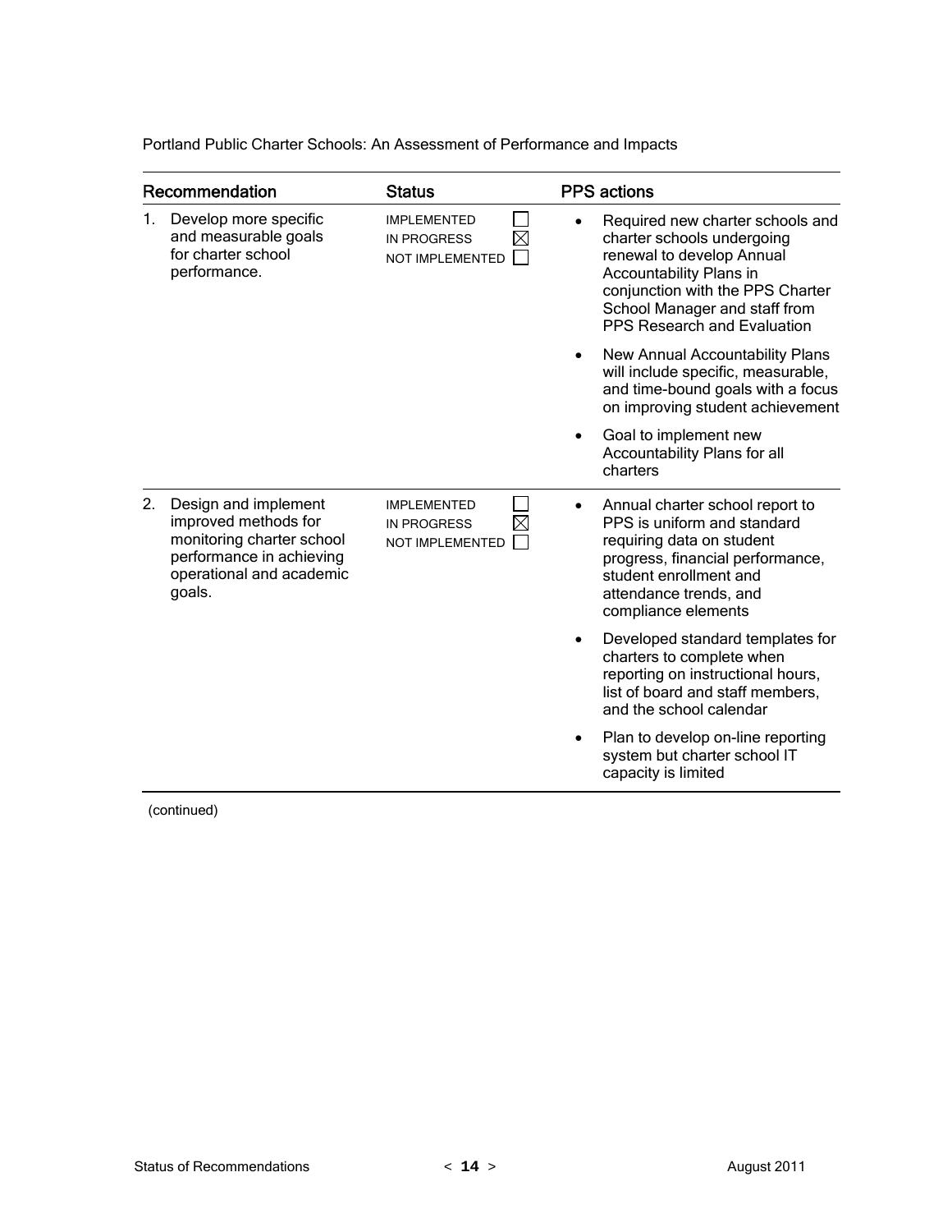| Recommendation | Status | PPS actions |
|---|---|---|
| 1. Develop more specific and measurable goals for charter school performance. | IMPLEMENTED ☐<br>IN PROGRESS ☒<br>NOT IMPLEMENTED ☐ | • Required new charter schools and charter schools undergoing renewal to develop Annual Accountability Plans in conjunction with the PPS Charter School Manager and staff from PPS Research and Evaluation<br>• New Annual Accountability Plans will include specific, measurable, and time-bound goals with a focus on improving student achievement<br>• Goal to implement new Accountability Plans for all charters |
| 2. Design and implement improved methods for monitoring charter school performance in achieving operational and academic goals. | IMPLEMENTED ☐<br>IN PROGRESS ☒<br>NOT IMPLEMENTED ☐ | • Annual charter school report to PPS is uniform and standard requiring data on student progress, financial performance, student enrollment and attendance trends, and compliance elements<br>• Developed standard templates for charters to complete when reporting on instructional hours, list of board and staff members, and the school calendar<br>• Plan to develop on-line reporting system but charter school IT capacity is limited |

(continued)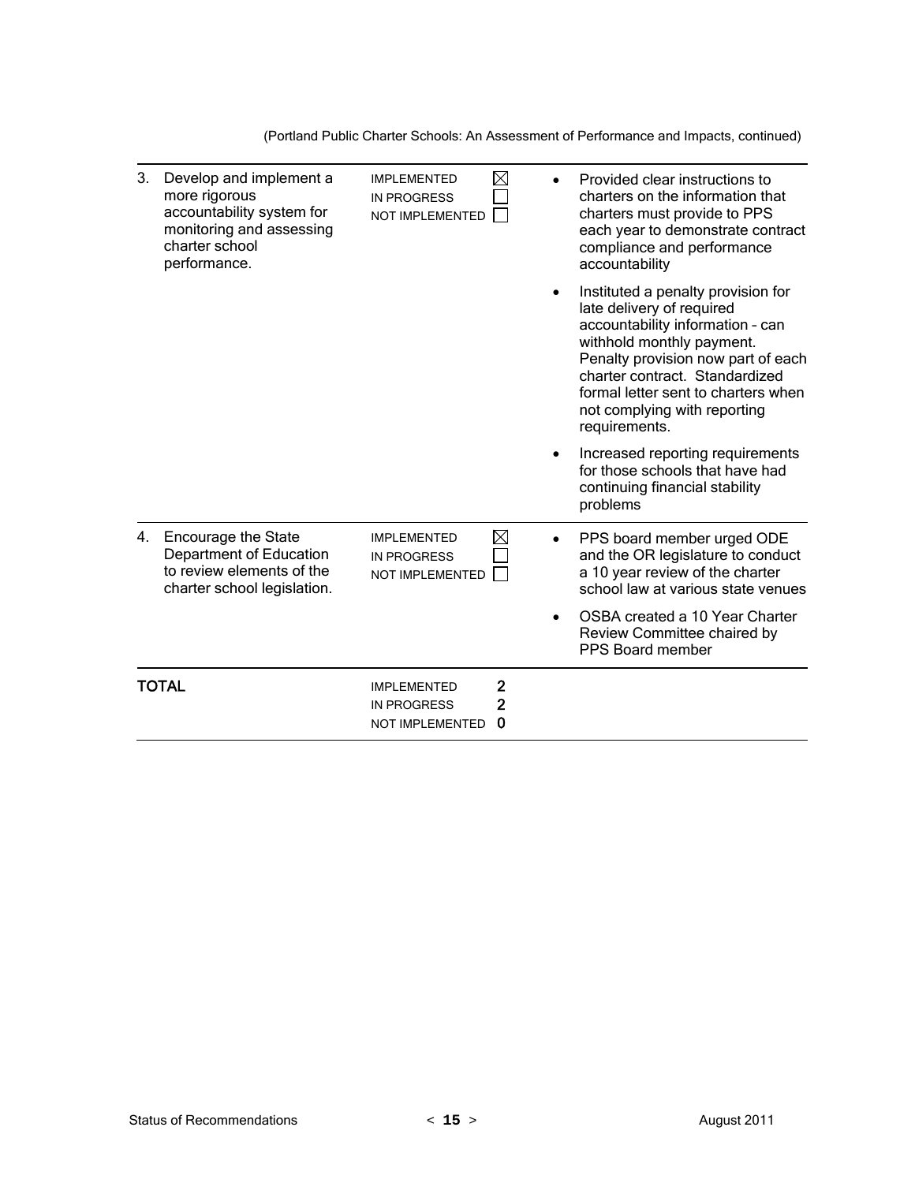(Portland Public Charter Schools: An Assessment of Performance and Impacts, continued)

| Recommendation | Status | Actions |
|---|---|---|
| 3. Develop and implement a more rigorous accountability system for monitoring and assessing charter school performance. | IMPLEMENTED ☒<br>IN PROGRESS ☐<br>NOT IMPLEMENTED ☐ | • Provided clear instructions to charters on the information that charters must provide to PPS each year to demonstrate contract compliance and performance accountability<br>• Instituted a penalty provision for late delivery of required accountability information – can withhold monthly payment. Penalty provision now part of each charter contract. Standardized formal letter sent to charters when not complying with reporting requirements.<br>• Increased reporting requirements for those schools that have had continuing financial stability problems |
| 4. Encourage the State Department of Education to review elements of the charter school legislation. | IMPLEMENTED ☒<br>IN PROGRESS ☐<br>NOT IMPLEMENTED ☐ | • PPS board member urged ODE and the OR legislature to conduct a 10 year review of the charter school law at various state venues<br>• OSBA created a 10 Year Charter Review Committee chaired by PPS Board member |
| **TOTAL** | IMPLEMENTED 2<br>IN PROGRESS 2<br>NOT IMPLEMENTED 0 | |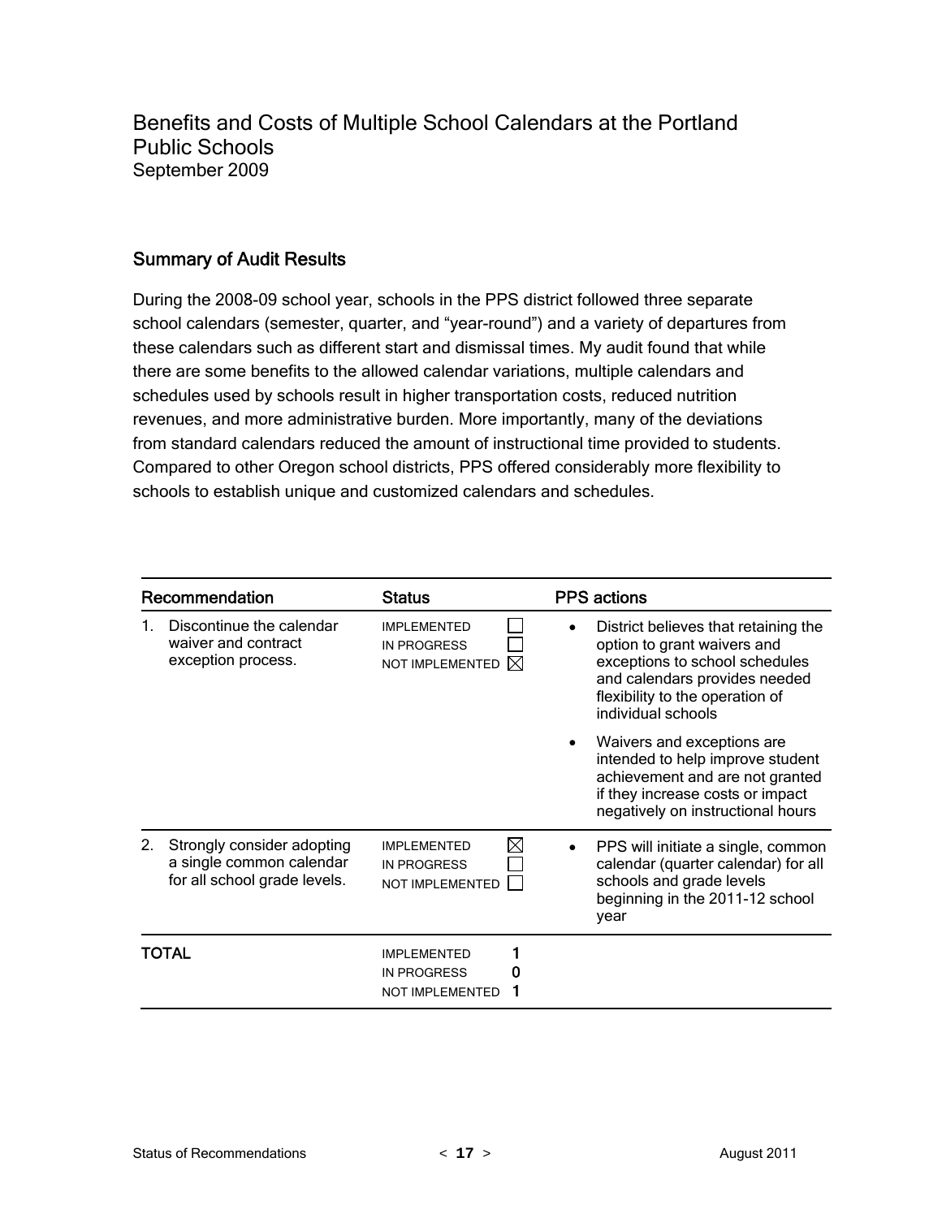# Benefits and Costs of Multiple School Calendars at the Portland Public Schools

September 2009

## Summary of Audit Results

During the 2008-09 school year, schools in the PPS district followed three separate school calendars (semester, quarter, and "year-round") and a variety of departures from these calendars such as different start and dismissal times. My audit found that while there are some benefits to the allowed calendar variations, multiple calendars and schedules used by schools result in higher transportation costs, reduced nutrition revenues, and more administrative burden. More importantly, many of the deviations from standard calendars reduced the amount of instructional time provided to students. Compared to other Oregon school districts, PPS offered considerably more flexibility to schools to establish unique and customized calendars and schedules.

| Recommendation | Status | PPS actions |
|---|---|---|
| 1. Discontinue the calendar waiver and contract exception process. | IMPLEMENTED ☐<br>IN PROGRESS ☐<br>NOT IMPLEMENTED ☒ | • District believes that retaining the option to grant waivers and exceptions to school schedules and calendars provides needed flexibility to the operation of individual schools<br>• Waivers and exceptions are intended to help improve student achievement and are not granted if they increase costs or impact negatively on instructional hours |
| 2. Strongly consider adopting a single common calendar for all school grade levels. | IMPLEMENTED ☒<br>IN PROGRESS ☐<br>NOT IMPLEMENTED ☐ | • PPS will initiate a single, common calendar (quarter calendar) for all schools and grade levels beginning in the 2011-12 school year |
| **TOTAL** | IMPLEMENTED 1<br>IN PROGRESS 0<br>NOT IMPLEMENTED 1 | |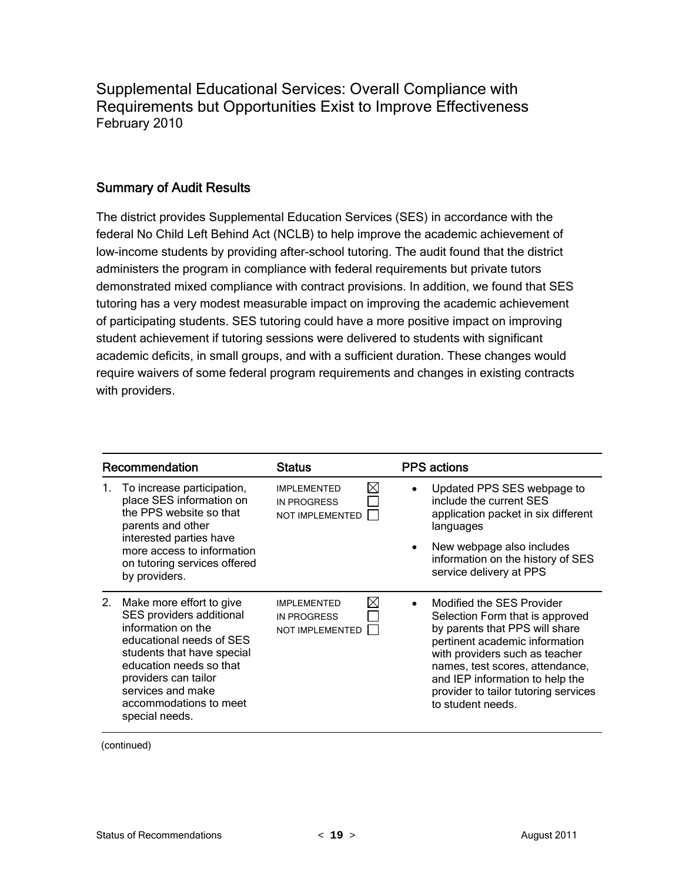## Supplemental Educational Services: Overall Compliance with Requirements but Opportunities Exist to Improve Effectiveness
February 2010

### Summary of Audit Results

The district provides Supplemental Education Services (SES) in accordance with the federal No Child Left Behind Act (NCLB) to help improve the academic achievement of low-income students by providing after-school tutoring. The audit found that the district administers the program in compliance with federal requirements but private tutors demonstrated mixed compliance with contract provisions. In addition, we found that SES tutoring has a very modest measurable impact on improving the academic achievement of participating students. SES tutoring could have a more positive impact on improving student achievement if tutoring sessions were delivered to students with significant academic deficits, in small groups, and with a sufficient duration. These changes would require waivers of some federal program requirements and changes in existing contracts with providers.

| Recommendation | Status | PPS actions |
|---|---|---|
| 1. To increase participation, place SES information on the PPS website so that parents and other interested parties have more access to information on tutoring services offered by providers. | IMPLEMENTED ☒<br>IN PROGRESS ☐<br>NOT IMPLEMENTED ☐ | • Updated PPS SES webpage to include the current SES application packet in six different languages<br>• New webpage also includes information on the history of SES service delivery at PPS |
| 2. Make more effort to give SES providers additional information on the educational needs of SES students that have special education needs so that providers can tailor services and make accommodations to meet special needs. | IMPLEMENTED ☒<br>IN PROGRESS ☐<br>NOT IMPLEMENTED ☐ | • Modified the SES Provider Selection Form that is approved by parents that PPS will share pertinent academic information with providers such as teacher names, test scores, attendance, and IEP information to help the provider to tailor tutoring services to student needs. |

(continued)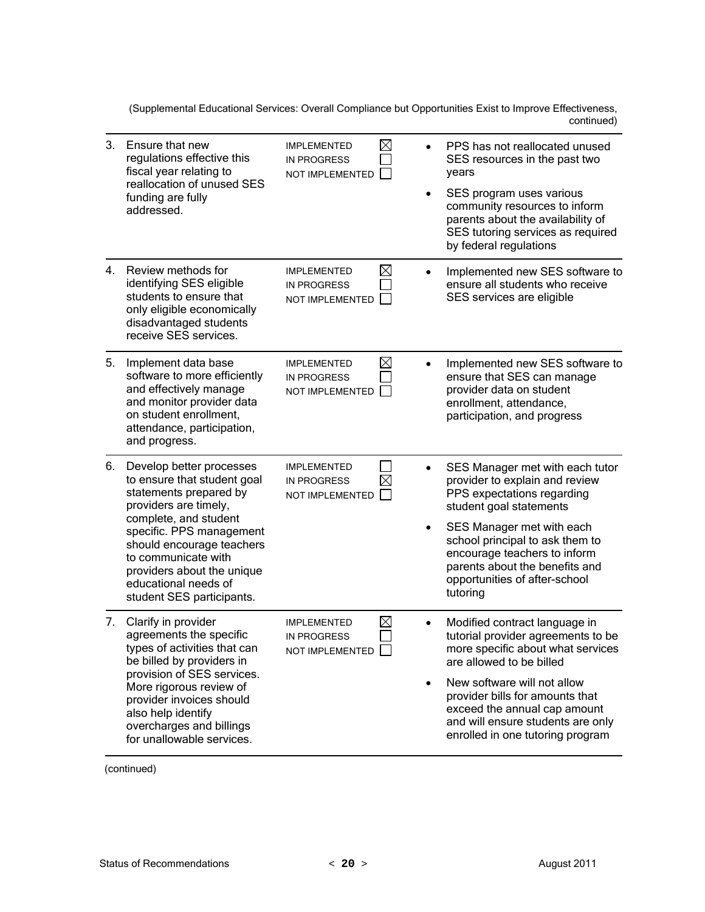(Supplemental Educational Services: Overall Compliance but Opportunities Exist to Improve Effectiveness, continued)

| # | Recommendation | Status | Comments |
|---|---|---|---|
| 3. | Ensure that new regulations effective this fiscal year relating to reallocation of unused SES funding are fully addressed. | IMPLEMENTED ☒<br>IN PROGRESS ☐<br>NOT IMPLEMENTED ☐ | • PPS has not reallocated unused SES resources in the past two years<br>• SES program uses various community resources to inform parents about the availability of SES tutoring services as required by federal regulations |
| 4. | Review methods for identifying SES eligible students to ensure that only eligible economically disadvantaged students receive SES services. | IMPLEMENTED ☒<br>IN PROGRESS ☐<br>NOT IMPLEMENTED ☐ | • Implemented new SES software to ensure all students who receive SES services are eligible |
| 5. | Implement data base software to more efficiently and effectively manage and monitor provider data on student enrollment, attendance, participation, and progress. | IMPLEMENTED ☒<br>IN PROGRESS ☐<br>NOT IMPLEMENTED ☐ | • Implemented new SES software to ensure that SES can manage provider data on student enrollment, attendance, participation, and progress |
| 6. | Develop better processes to ensure that student goal statements prepared by providers are timely, complete, and student specific. PPS management should encourage teachers to communicate with providers about the unique educational needs of student SES participants. | IMPLEMENTED ☐<br>IN PROGRESS ☒<br>NOT IMPLEMENTED ☐ | • SES Manager met with each tutor provider to explain and review PPS expectations regarding student goal statements<br>• SES Manager met with each school principal to ask them to encourage teachers to inform parents about the benefits and opportunities of after-school tutoring |
| 7. | Clarify in provider agreements the specific types of activities that can be billed by providers in provision of SES services. More rigorous review of provider invoices should also help identify overcharges and billings for unallowable services. | IMPLEMENTED ☒<br>IN PROGRESS ☐<br>NOT IMPLEMENTED ☐ | • Modified contract language in tutorial provider agreements to be more specific about what services are allowed to be billed<br>• New software will not allow provider bills for amounts that exceed the annual cap amount and will ensure students are only enrolled in one tutoring program |

(continued)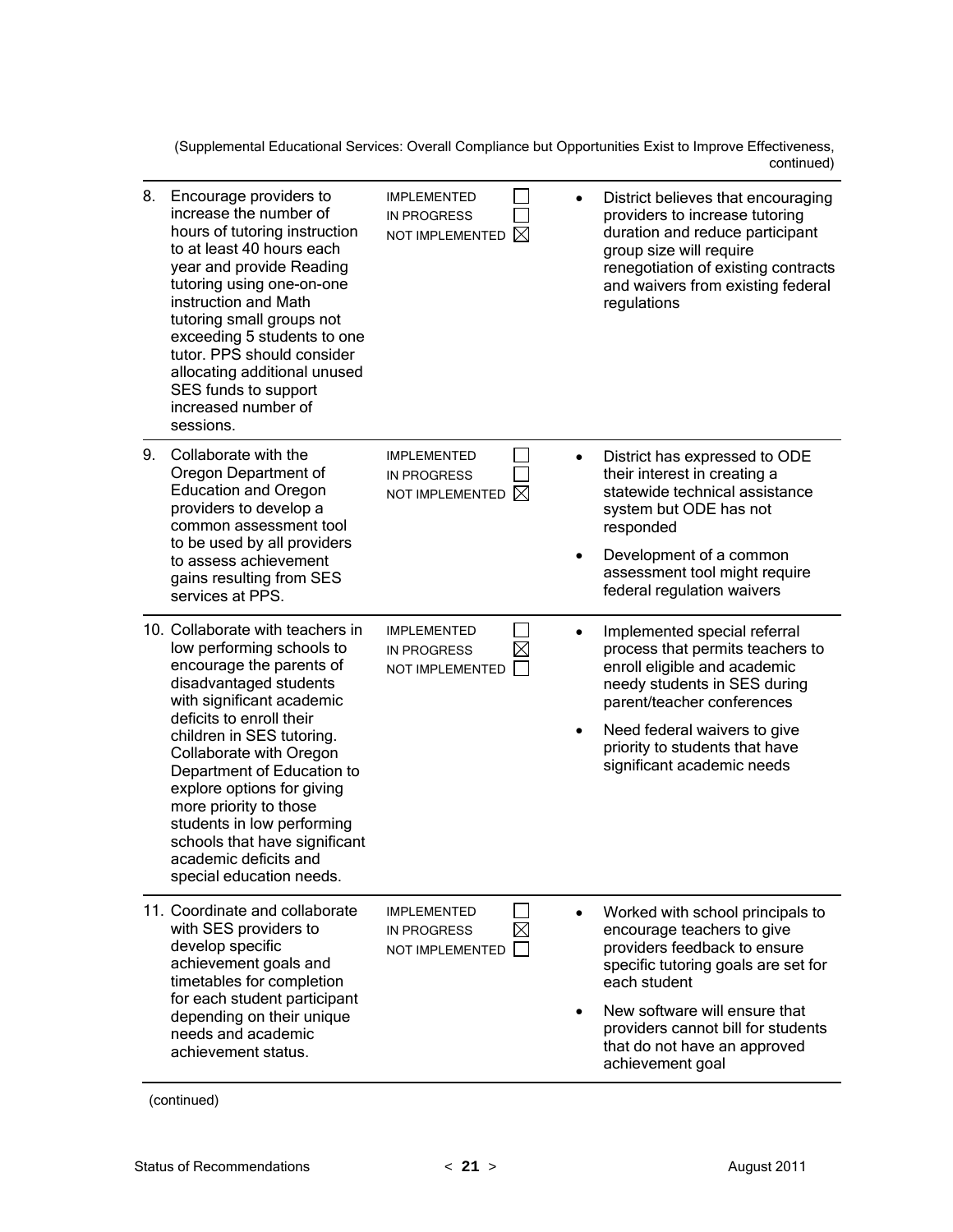(Supplemental Educational Services: Overall Compliance but Opportunities Exist to Improve Effectiveness, continued)

| Recommendation | Status | Comments |
|---|---|---|
| 8. Encourage providers to increase the number of hours of tutoring instruction to at least 40 hours each year and provide Reading tutoring using one-on-one instruction and Math tutoring small groups not exceeding 5 students to one tutor. PPS should consider allocating additional unused SES funds to support increased number of sessions. | IMPLEMENTED ☐<br>IN PROGRESS ☐<br>NOT IMPLEMENTED ☒ | • District believes that encouraging providers to increase tutoring duration and reduce participant group size will require renegotiation of existing contracts and waivers from existing federal regulations |
| 9. Collaborate with the Oregon Department of Education and Oregon providers to develop a common assessment tool to be used by all providers to assess achievement gains resulting from SES services at PPS. | IMPLEMENTED ☐<br>IN PROGRESS ☐<br>NOT IMPLEMENTED ☒ | • District has expressed to ODE their interest in creating a statewide technical assistance system but ODE has not responded<br>• Development of a common assessment tool might require federal regulation waivers |
| 10. Collaborate with teachers in low performing schools to encourage the parents of disadvantaged students with significant academic deficits to enroll their children in SES tutoring. Collaborate with Oregon Department of Education to explore options for giving more priority to those students in low performing schools that have significant academic deficits and special education needs. | IMPLEMENTED ☐<br>IN PROGRESS ☒<br>NOT IMPLEMENTED ☐ | • Implemented special referral process that permits teachers to enroll eligible and academic needy students in SES during parent/teacher conferences<br>• Need federal waivers to give priority to students that have significant academic needs |
| 11. Coordinate and collaborate with SES providers to develop specific achievement goals and timetables for completion for each student participant depending on their unique needs and academic achievement status. | IMPLEMENTED ☐<br>IN PROGRESS ☒<br>NOT IMPLEMENTED ☐ | • Worked with school principals to encourage teachers to give providers feedback to ensure specific tutoring goals are set for each student<br>• New software will ensure that providers cannot bill for students that do not have an approved achievement goal |

(continued)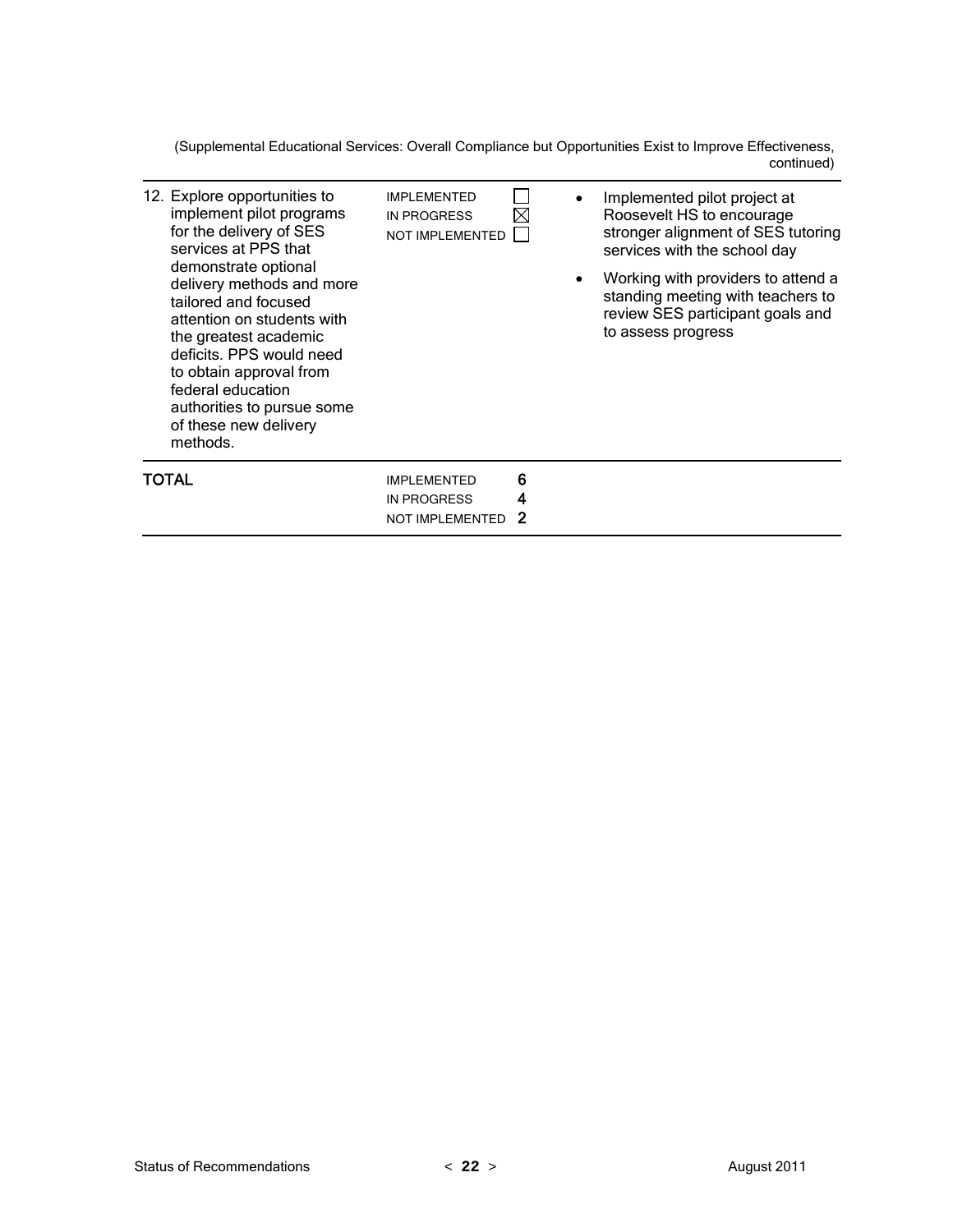(Supplemental Educational Services: Overall Compliance but Opportunities Exist to Improve Effectiveness, continued)

| Recommendation | Status | Comments |
|---|---|---|
| 12. Explore opportunities to implement pilot programs for the delivery of SES services at PPS that demonstrate optional delivery methods and more tailored and focused attention on students with the greatest academic deficits. PPS would need to obtain approval from federal education authorities to pursue some of these new delivery methods. | IMPLEMENTED ☐<br>IN PROGRESS ☒<br>NOT IMPLEMENTED ☐ | • Implemented pilot project at Roosevelt HS to encourage stronger alignment of SES tutoring services with the school day<br>• Working with providers to attend a standing meeting with teachers to review SES participant goals and to assess progress |
| **TOTAL** | IMPLEMENTED **6**<br>IN PROGRESS **4**<br>NOT IMPLEMENTED **2** | |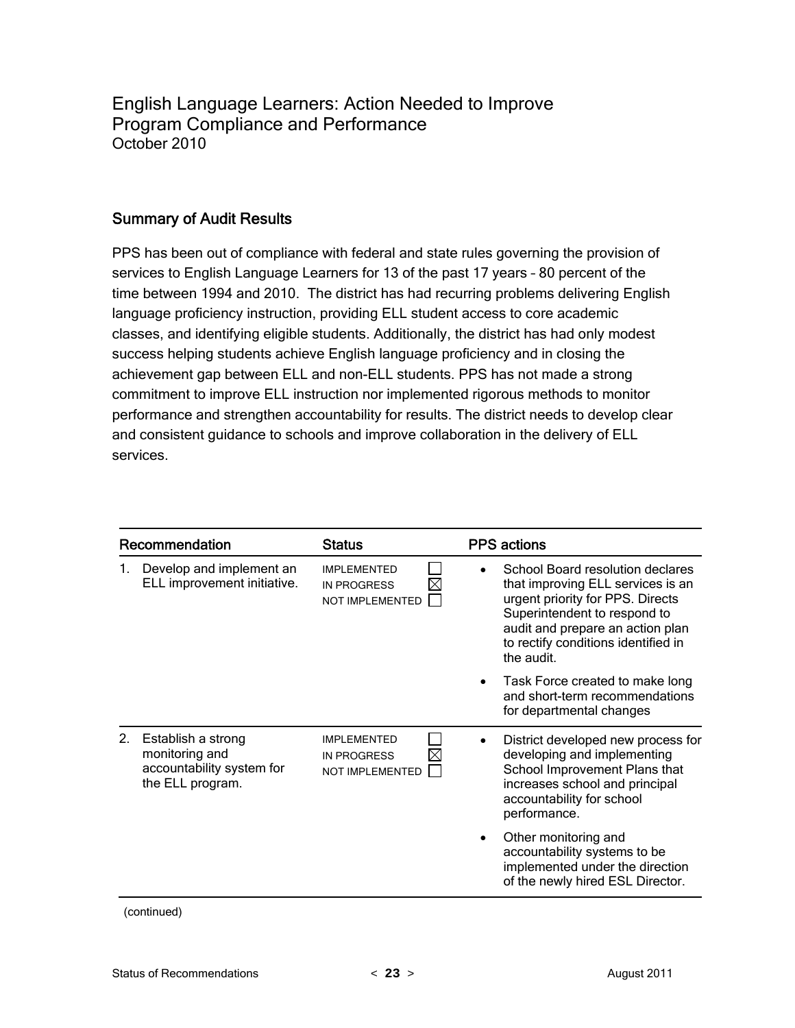## English Language Learners: Action Needed to Improve Program Compliance and Performance
October 2010

### Summary of Audit Results

PPS has been out of compliance with federal and state rules governing the provision of services to English Language Learners for 13 of the past 17 years – 80 percent of the time between 1994 and 2010. The district has had recurring problems delivering English language proficiency instruction, providing ELL student access to core academic classes, and identifying eligible students. Additionally, the district has had only modest success helping students achieve English language proficiency and in closing the achievement gap between ELL and non-ELL students. PPS has not made a strong commitment to improve ELL instruction nor implemented rigorous methods to monitor performance and strengthen accountability for results. The district needs to develop clear and consistent guidance to schools and improve collaboration in the delivery of ELL services.

| Recommendation | Status | PPS actions |
|---|---|---|
| 1. Develop and implement an ELL improvement initiative. | IMPLEMENTED ☐<br>IN PROGRESS ☒<br>NOT IMPLEMENTED ☐ | • School Board resolution declares that improving ELL services is an urgent priority for PPS. Directs Superintendent to respond to audit and prepare an action plan to rectify conditions identified in the audit.<br>• Task Force created to make long and short-term recommendations for departmental changes |
| 2. Establish a strong monitoring and accountability system for the ELL program. | IMPLEMENTED ☐<br>IN PROGRESS ☒<br>NOT IMPLEMENTED ☐ | • District developed new process for developing and implementing School Improvement Plans that increases school and principal accountability for school performance.<br>• Other monitoring and accountability systems to be implemented under the direction of the newly hired ESL Director. |

(continued)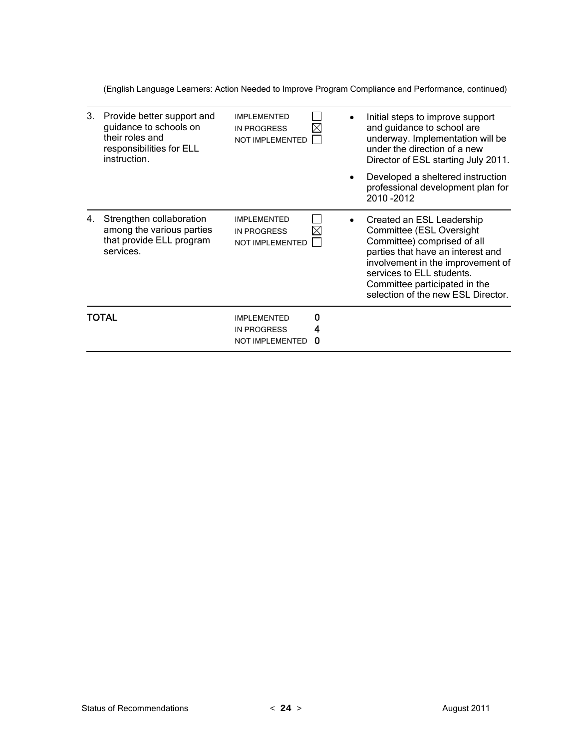(English Language Learners: Action Needed to Improve Program Compliance and Performance, continued)

| | Recommendation | Status | Comments |
|---|---|---|---|
| 3. | Provide better support and guidance to schools on their roles and responsibilities for ELL instruction. | IMPLEMENTED ☐<br>IN PROGRESS ☒<br>NOT IMPLEMENTED ☐ | • Initial steps to improve support and guidance to school are underway. Implementation will be under the direction of a new Director of ESL starting July 2011.<br>• Developed a sheltered instruction professional development plan for 2010 -2012 |
| 4. | Strengthen collaboration among the various parties that provide ELL program services. | IMPLEMENTED ☐<br>IN PROGRESS ☒<br>NOT IMPLEMENTED ☐ | • Created an ESL Leadership Committee (ESL Oversight Committee) comprised of all parties that have an interest and involvement in the improvement of services to ELL students. Committee participated in the selection of the new ESL Director. |
| **TOTAL** | | IMPLEMENTED **0**<br>IN PROGRESS **4**<br>NOT IMPLEMENTED **0** | |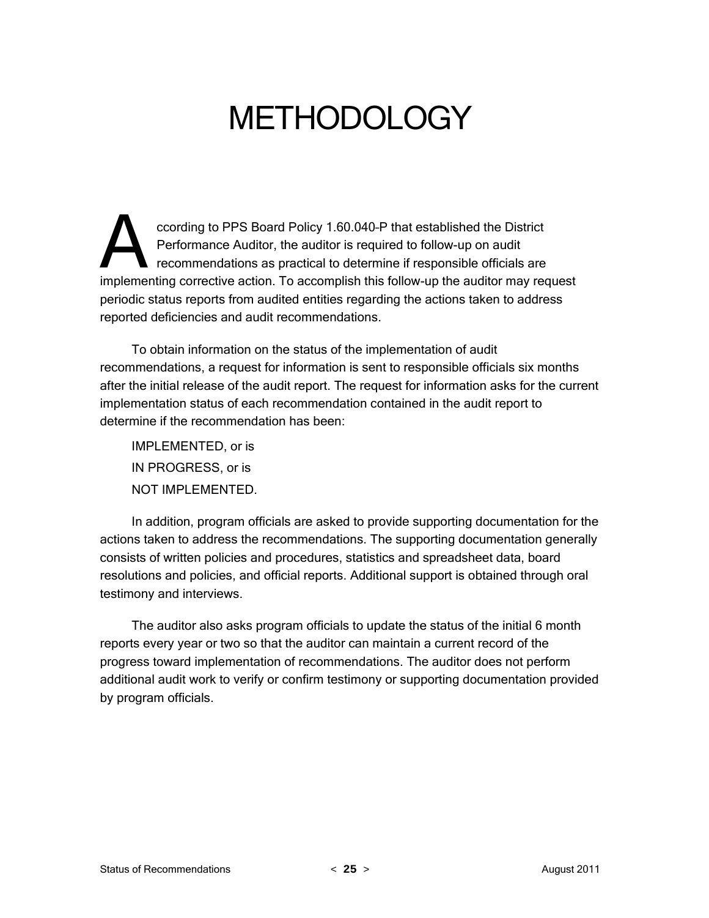# METHODOLOGY

According to PPS Board Policy 1.60.040-P that established the District Performance Auditor, the auditor is required to follow-up on audit recommendations as practical to determine if responsible officials are implementing corrective action. To accomplish this follow-up the auditor may request periodic status reports from audited entities regarding the actions taken to address reported deficiencies and audit recommendations.

To obtain information on the status of the implementation of audit recommendations, a request for information is sent to responsible officials six months after the initial release of the audit report. The request for information asks for the current implementation status of each recommendation contained in the audit report to determine if the recommendation has been:

IMPLEMENTED, or is
IN PROGRESS, or is
NOT IMPLEMENTED.

In addition, program officials are asked to provide supporting documentation for the actions taken to address the recommendations. The supporting documentation generally consists of written policies and procedures, statistics and spreadsheet data, board resolutions and policies, and official reports. Additional support is obtained through oral testimony and interviews.

The auditor also asks program officials to update the status of the initial 6 month reports every year or two so that the auditor can maintain a current record of the progress toward implementation of recommendations. The auditor does not perform additional audit work to verify or confirm testimony or supporting documentation provided by program officials.